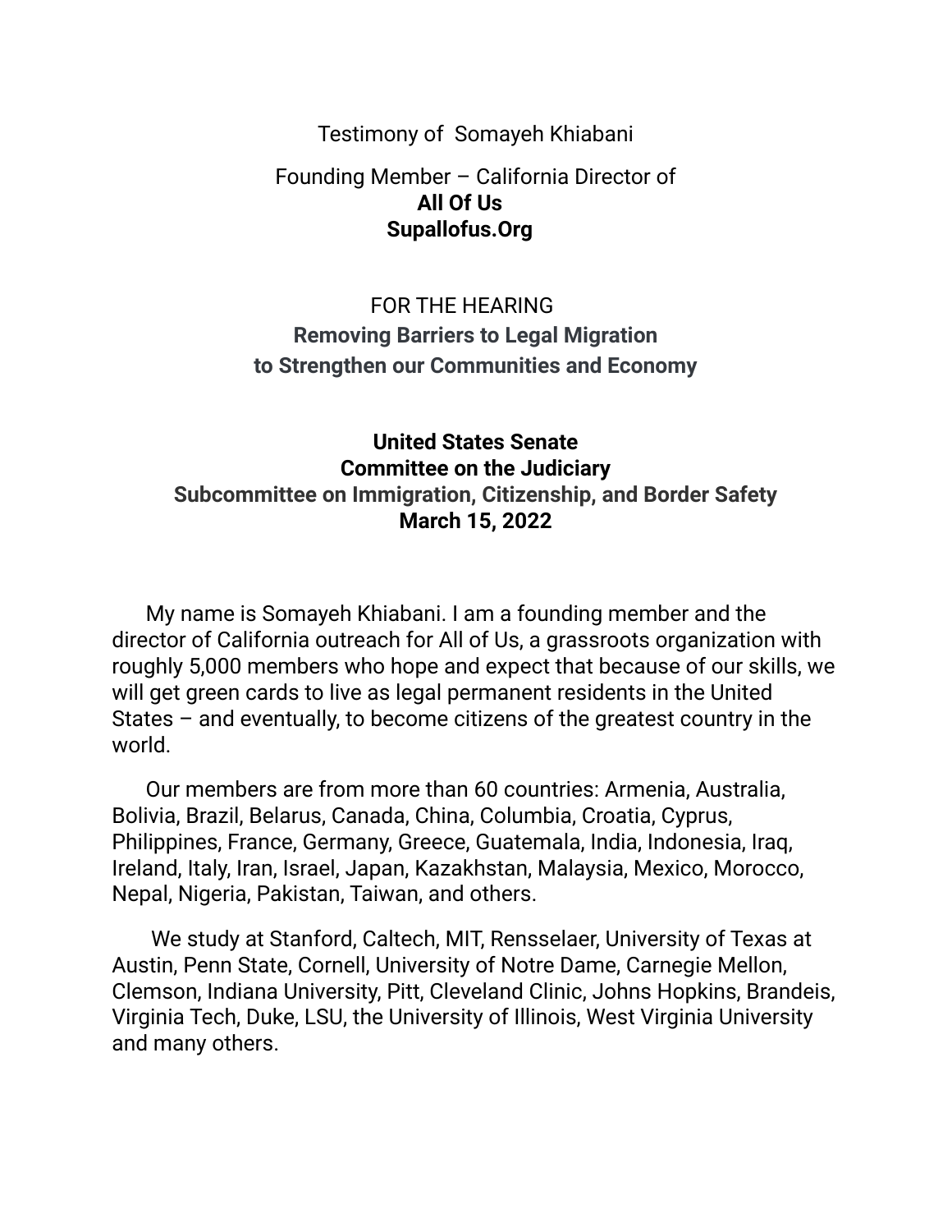Testimony of Somayeh Khiabani

Founding Member – California Director of
**All Of Us**
**Supallofus.Org**

FOR THE HEARING
**Removing Barriers to Legal Migration to Strengthen our Communities and Economy**

**United States Senate**
**Committee on the Judiciary**
**Subcommittee on Immigration, Citizenship, and Border Safety**
**March 15, 2022**

My name is Somayeh Khiabani. I am a founding member and the director of California outreach for All of Us, a grassroots organization with roughly 5,000 members who hope and expect that because of our skills, we will get green cards to live as legal permanent residents in the United States – and eventually, to become citizens of the greatest country in the world.

Our members are from more than 60 countries: Armenia, Australia, Bolivia, Brazil, Belarus, Canada, China, Columbia, Croatia, Cyprus, Philippines, France, Germany, Greece, Guatemala, India, Indonesia, Iraq, Ireland, Italy, Iran, Israel, Japan, Kazakhstan, Malaysia, Mexico, Morocco, Nepal, Nigeria, Pakistan, Taiwan, and others.

We study at Stanford, Caltech, MIT, Rensselaer, University of Texas at Austin, Penn State, Cornell, University of Notre Dame, Carnegie Mellon, Clemson, Indiana University, Pitt, Cleveland Clinic, Johns Hopkins, Brandeis, Virginia Tech, Duke, LSU, the University of Illinois, West Virginia University and many others.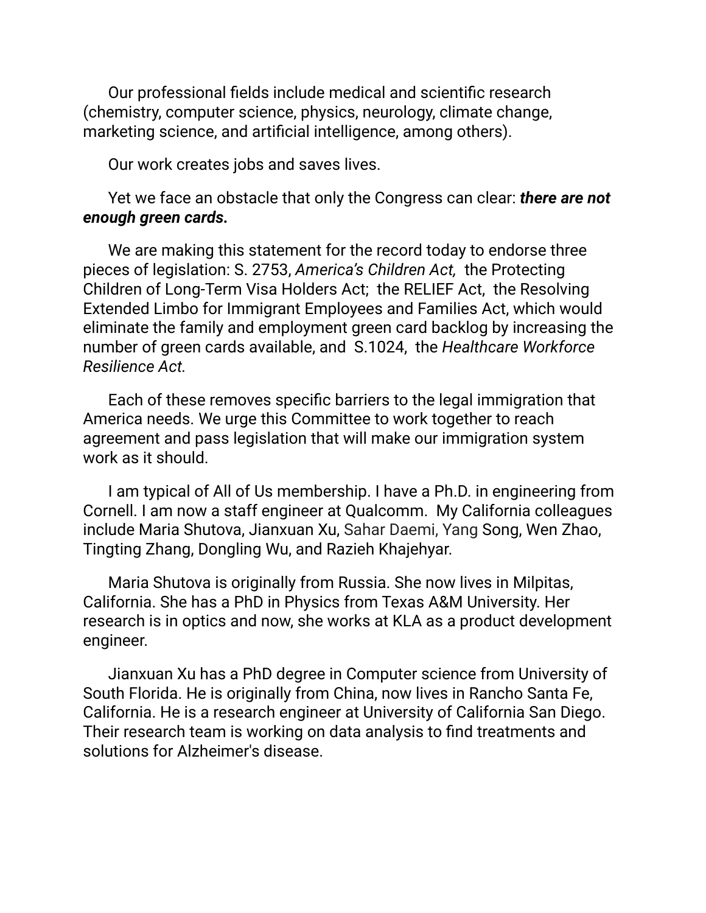Our professional fields include medical and scientific research (chemistry, computer science, physics, neurology, climate change, marketing science, and artificial intelligence, among others).

Our work creates jobs and saves lives.

Yet we face an obstacle that only the Congress can clear: ***there are not enough green cards.***

We are making this statement for the record today to endorse three pieces of legislation: S. 2753, *America's Children Act,* the Protecting Children of Long-Term Visa Holders Act; the RELIEF Act, the Resolving Extended Limbo for Immigrant Employees and Families Act, which would eliminate the family and employment green card backlog by increasing the number of green cards available, and S.1024, the *Healthcare Workforce Resilience Act.*

Each of these removes specific barriers to the legal immigration that America needs. We urge this Committee to work together to reach agreement and pass legislation that will make our immigration system work as it should.

I am typical of All of Us membership. I have a Ph.D. in engineering from Cornell. I am now a staff engineer at Qualcomm. My California colleagues include Maria Shutova, Jianxuan Xu, Sahar Daemi, Yang Song, Wen Zhao, Tingting Zhang, Dongling Wu, and Razieh Khajehyar.

Maria Shutova is originally from Russia. She now lives in Milpitas, California. She has a PhD in Physics from Texas A&M University. Her research is in optics and now, she works at KLA as a product development engineer.

Jianxuan Xu has a PhD degree in Computer science from University of South Florida. He is originally from China, now lives in Rancho Santa Fe, California. He is a research engineer at University of California San Diego. Their research team is working on data analysis to find treatments and solutions for Alzheimer's disease.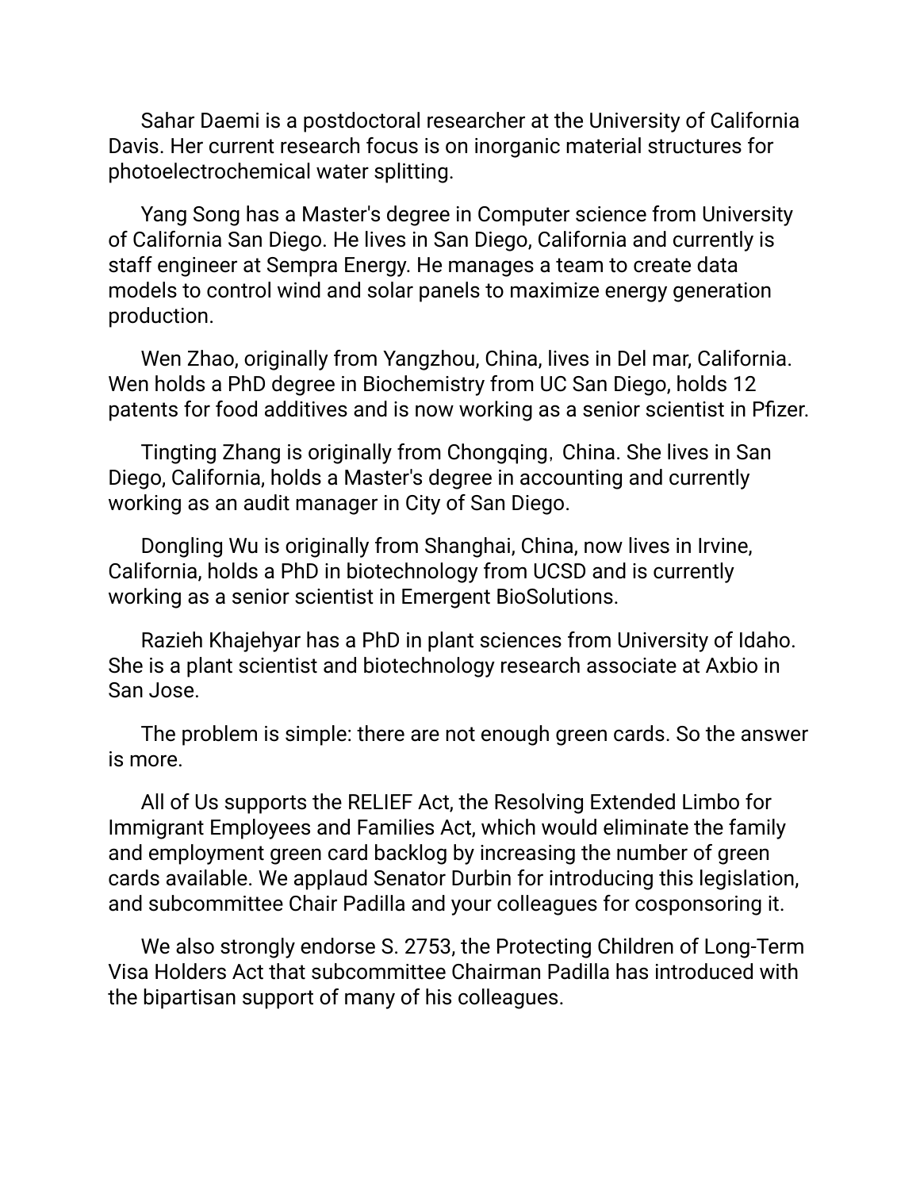Sahar Daemi is a postdoctoral researcher at the University of California Davis. Her current research focus is on inorganic material structures for photoelectrochemical water splitting.

Yang Song has a Master's degree in Computer science from University of California San Diego. He lives in San Diego, California and currently is staff engineer at Sempra Energy. He manages a team to create data models to control wind and solar panels to maximize energy generation production.

Wen Zhao, originally from Yangzhou, China, lives in Del mar, California. Wen holds a PhD degree in Biochemistry from UC San Diego, holds 12 patents for food additives and is now working as a senior scientist in Pfizer.

Tingting Zhang is originally from Chongqing，China. She lives in San Diego, California, holds a Master's degree in accounting and currently working as an audit manager in City of San Diego.

Dongling Wu is originally from Shanghai, China, now lives in Irvine, California, holds a PhD in biotechnology from UCSD and is currently working as a senior scientist in Emergent BioSolutions.

Razieh Khajehyar has a PhD in plant sciences from University of Idaho. She is a plant scientist and biotechnology research associate at Axbio in San Jose.

The problem is simple: there are not enough green cards. So the answer is more.

All of Us supports the RELIEF Act, the Resolving Extended Limbo for Immigrant Employees and Families Act, which would eliminate the family and employment green card backlog by increasing the number of green cards available. We applaud Senator Durbin for introducing this legislation, and subcommittee Chair Padilla and your colleagues for cosponsoring it.

We also strongly endorse S. 2753, the Protecting Children of Long-Term Visa Holders Act that subcommittee Chairman Padilla has introduced with the bipartisan support of many of his colleagues.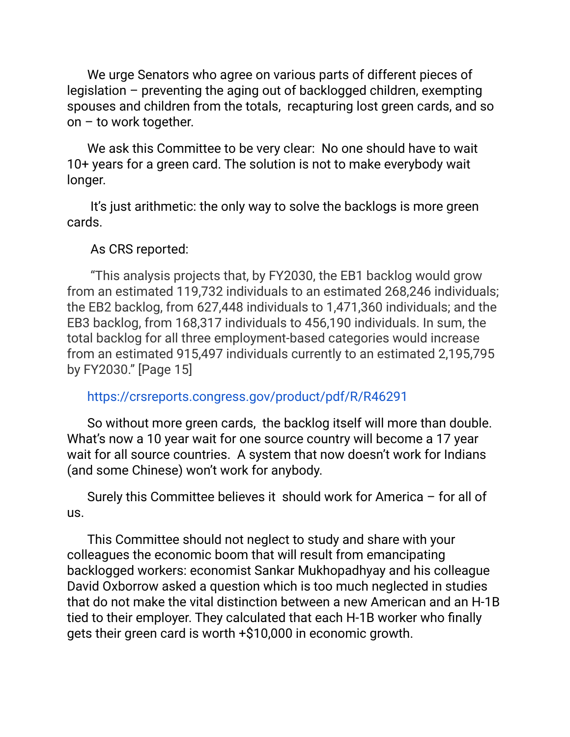We urge Senators who agree on various parts of different pieces of legislation – preventing the aging out of backlogged children, exempting spouses and children from the totals, recapturing lost green cards, and so on – to work together.

We ask this Committee to be very clear: No one should have to wait 10+ years for a green card. The solution is not to make everybody wait longer.

It's just arithmetic: the only way to solve the backlogs is more green cards.

As CRS reported:

"This analysis projects that, by FY2030, the EB1 backlog would grow from an estimated 119,732 individuals to an estimated 268,246 individuals; the EB2 backlog, from 627,448 individuals to 1,471,360 individuals; and the EB3 backlog, from 168,317 individuals to 456,190 individuals. In sum, the total backlog for all three employment-based categories would increase from an estimated 915,497 individuals currently to an estimated 2,195,795 by FY2030." [Page 15]

https://crsreports.congress.gov/product/pdf/R/R46291

So without more green cards, the backlog itself will more than double. What's now a 10 year wait for one source country will become a 17 year wait for all source countries. A system that now doesn't work for Indians (and some Chinese) won't work for anybody.

Surely this Committee believes it should work for America – for all of us.

This Committee should not neglect to study and share with your colleagues the economic boom that will result from emancipating backlogged workers: economist Sankar Mukhopadhyay and his colleague David Oxborrow asked a question which is too much neglected in studies that do not make the vital distinction between a new American and an H-1B tied to their employer. They calculated that each H-1B worker who finally gets their green card is worth +$10,000 in economic growth.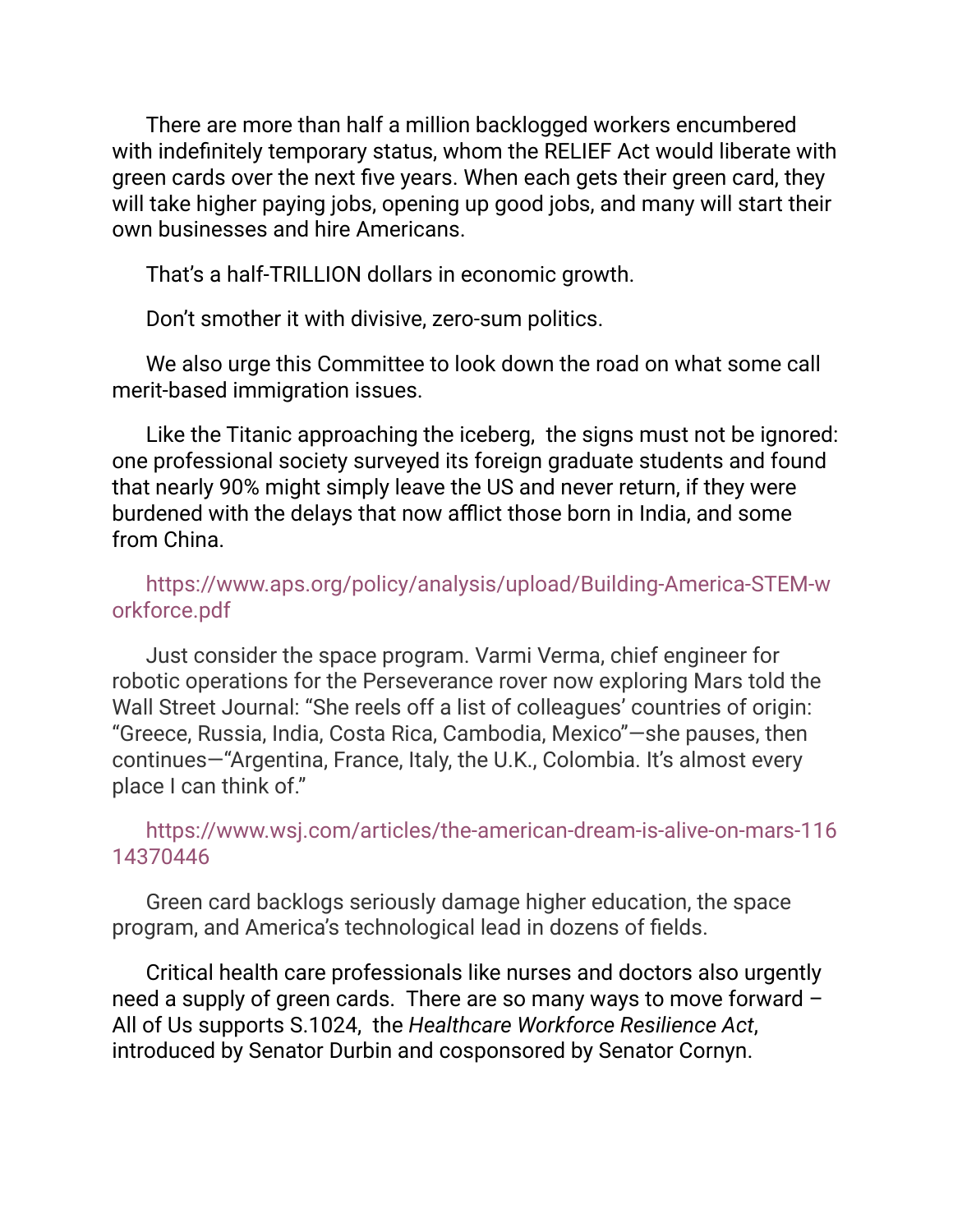There are more than half a million backlogged workers encumbered with indefinitely temporary status, whom the RELIEF Act would liberate with green cards over the next five years. When each gets their green card, they will take higher paying jobs, opening up good jobs, and many will start their own businesses and hire Americans.

That's a half-TRILLION dollars in economic growth.

Don't smother it with divisive, zero-sum politics.

We also urge this Committee to look down the road on what some call merit-based immigration issues.

Like the Titanic approaching the iceberg, the signs must not be ignored: one professional society surveyed its foreign graduate students and found that nearly 90% might simply leave the US and never return, if they were burdened with the delays that now afflict those born in India, and some from China.

https://www.aps.org/policy/analysis/upload/Building-America-STEM-workforce.pdf

Just consider the space program. Varmi Verma, chief engineer for robotic operations for the Perseverance rover now exploring Mars told the Wall Street Journal: "She reels off a list of colleagues' countries of origin: "Greece, Russia, India, Costa Rica, Cambodia, Mexico"—she pauses, then continues—"Argentina, France, Italy, the U.K., Colombia. It's almost every place I can think of."

https://www.wsj.com/articles/the-american-dream-is-alive-on-mars-11614370446

Green card backlogs seriously damage higher education, the space program, and America's technological lead in dozens of fields.

Critical health care professionals like nurses and doctors also urgently need a supply of green cards. There are so many ways to move forward – All of Us supports S.1024, the *Healthcare Workforce Resilience Act*, introduced by Senator Durbin and cosponsored by Senator Cornyn.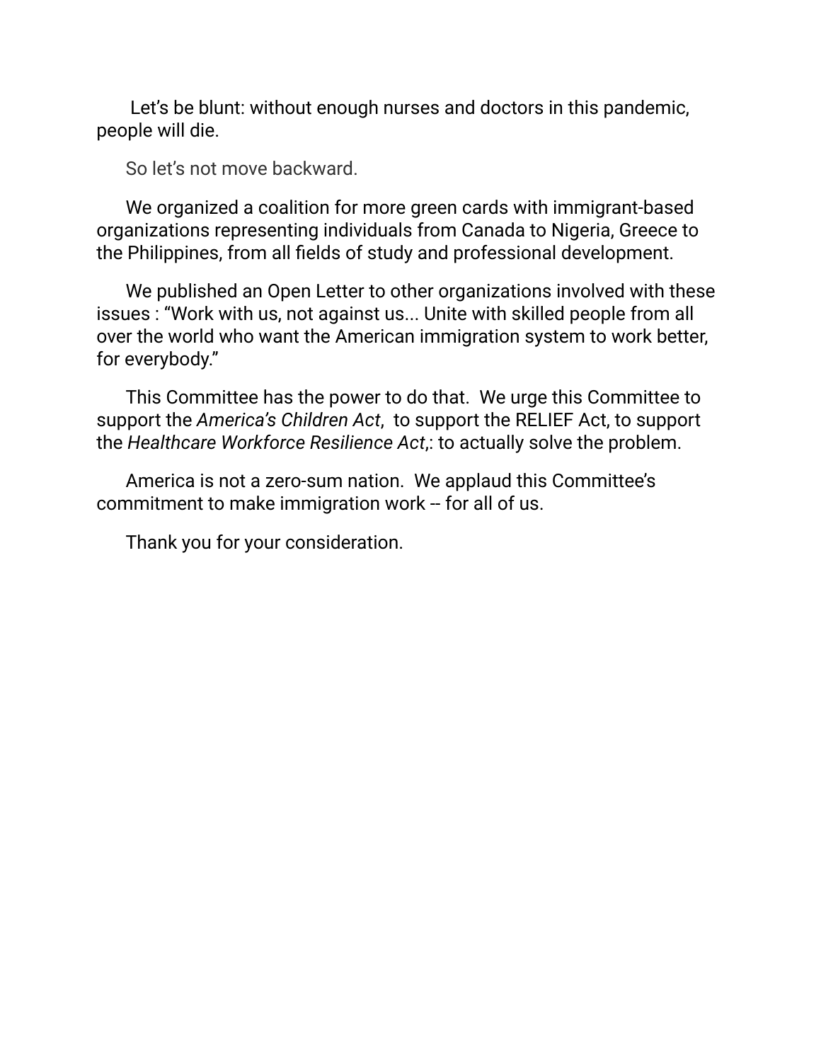Let's be blunt: without enough nurses and doctors in this pandemic, people will die.

So let's not move backward.

We organized a coalition for more green cards with immigrant-based organizations representing individuals from Canada to Nigeria, Greece to the Philippines, from all fields of study and professional development.

We published an Open Letter to other organizations involved with these issues : "Work with us, not against us... Unite with skilled people from all over the world who want the American immigration system to work better, for everybody."

This Committee has the power to do that. We urge this Committee to support the *America's Children Act*, to support the RELIEF Act, to support the *Healthcare Workforce Resilience Act*,: to actually solve the problem.

America is not a zero-sum nation. We applaud this Committee's commitment to make immigration work -- for all of us.

Thank you for your consideration.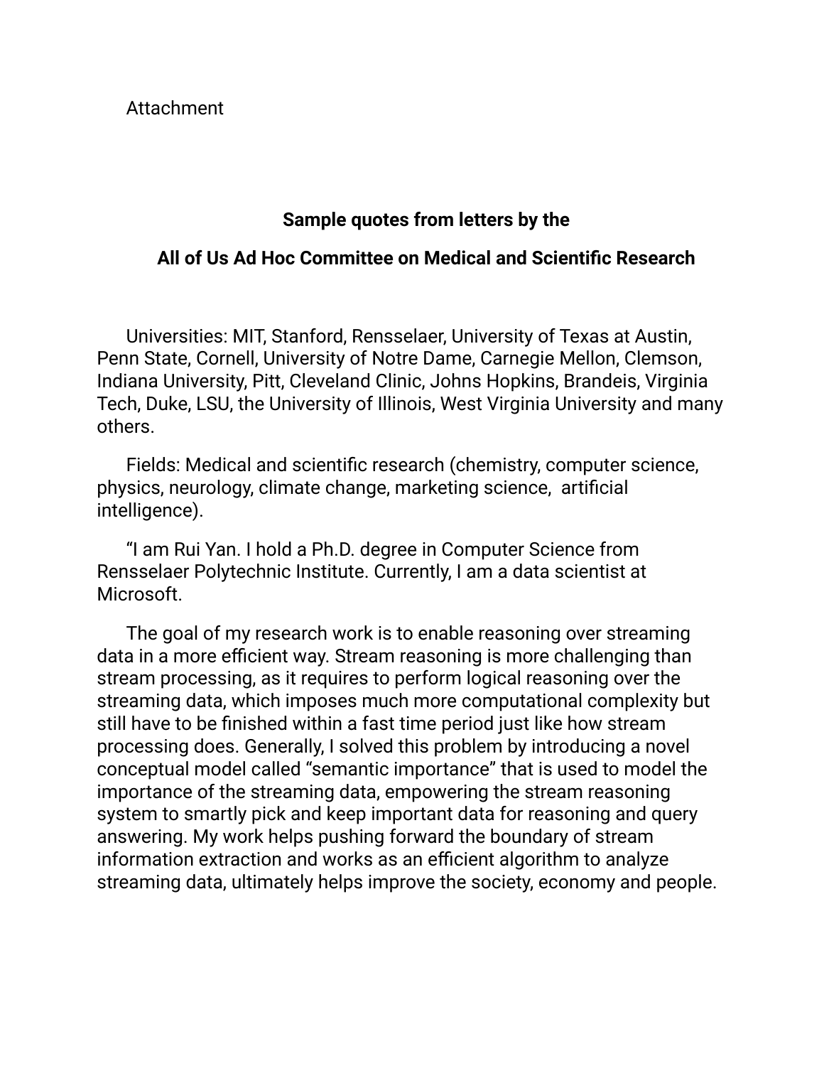Attachment

**Sample quotes from letters by the**

**All of Us Ad Hoc Committee on Medical and Scientific Research**

Universities: MIT, Stanford, Rensselaer, University of Texas at Austin, Penn State, Cornell, University of Notre Dame, Carnegie Mellon, Clemson, Indiana University, Pitt, Cleveland Clinic, Johns Hopkins, Brandeis, Virginia Tech, Duke, LSU, the University of Illinois, West Virginia University and many others.

Fields: Medical and scientific research (chemistry, computer science, physics, neurology, climate change, marketing science, artificial intelligence).

“I am Rui Yan. I hold a Ph.D. degree in Computer Science from Rensselaer Polytechnic Institute. Currently, I am a data scientist at Microsoft.

The goal of my research work is to enable reasoning over streaming data in a more efficient way. Stream reasoning is more challenging than stream processing, as it requires to perform logical reasoning over the streaming data, which imposes much more computational complexity but still have to be finished within a fast time period just like how stream processing does. Generally, I solved this problem by introducing a novel conceptual model called “semantic importance” that is used to model the importance of the streaming data, empowering the stream reasoning system to smartly pick and keep important data for reasoning and query answering. My work helps pushing forward the boundary of stream information extraction and works as an efficient algorithm to analyze streaming data, ultimately helps improve the society, economy and people.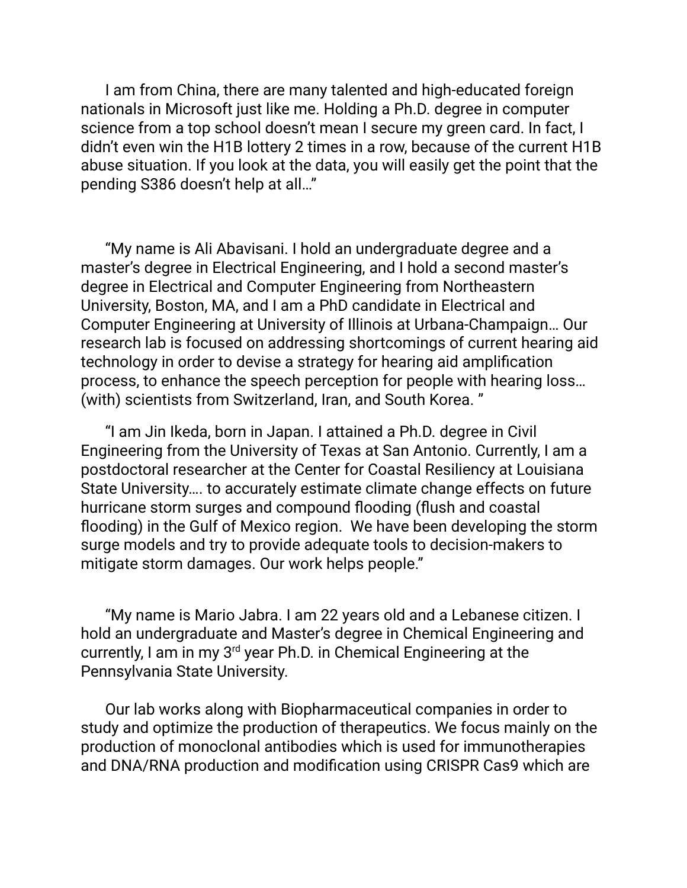I am from China, there are many talented and high-educated foreign nationals in Microsoft just like me. Holding a Ph.D. degree in computer science from a top school doesn't mean I secure my green card. In fact, I didn't even win the H1B lottery 2 times in a row, because of the current H1B abuse situation. If you look at the data, you will easily get the point that the pending S386 doesn't help at all…"

"My name is Ali Abavisani. I hold an undergraduate degree and a master's degree in Electrical Engineering, and I hold a second master's degree in Electrical and Computer Engineering from Northeastern University, Boston, MA, and I am a PhD candidate in Electrical and Computer Engineering at University of Illinois at Urbana-Champaign… Our research lab is focused on addressing shortcomings of current hearing aid technology in order to devise a strategy for hearing aid amplification process, to enhance the speech perception for people with hearing loss… (with) scientists from Switzerland, Iran, and South Korea. "

"I am Jin Ikeda, born in Japan. I attained a Ph.D. degree in Civil Engineering from the University of Texas at San Antonio. Currently, I am a postdoctoral researcher at the Center for Coastal Resiliency at Louisiana State University…. to accurately estimate climate change effects on future hurricane storm surges and compound flooding (flush and coastal flooding) in the Gulf of Mexico region. We have been developing the storm surge models and try to provide adequate tools to decision-makers to mitigate storm damages. Our work helps people."

"My name is Mario Jabra. I am 22 years old and a Lebanese citizen. I hold an undergraduate and Master's degree in Chemical Engineering and currently, I am in my 3rd year Ph.D. in Chemical Engineering at the Pennsylvania State University.

Our lab works along with Biopharmaceutical companies in order to study and optimize the production of therapeutics. We focus mainly on the production of monoclonal antibodies which is used for immunotherapies and DNA/RNA production and modification using CRISPR Cas9 which are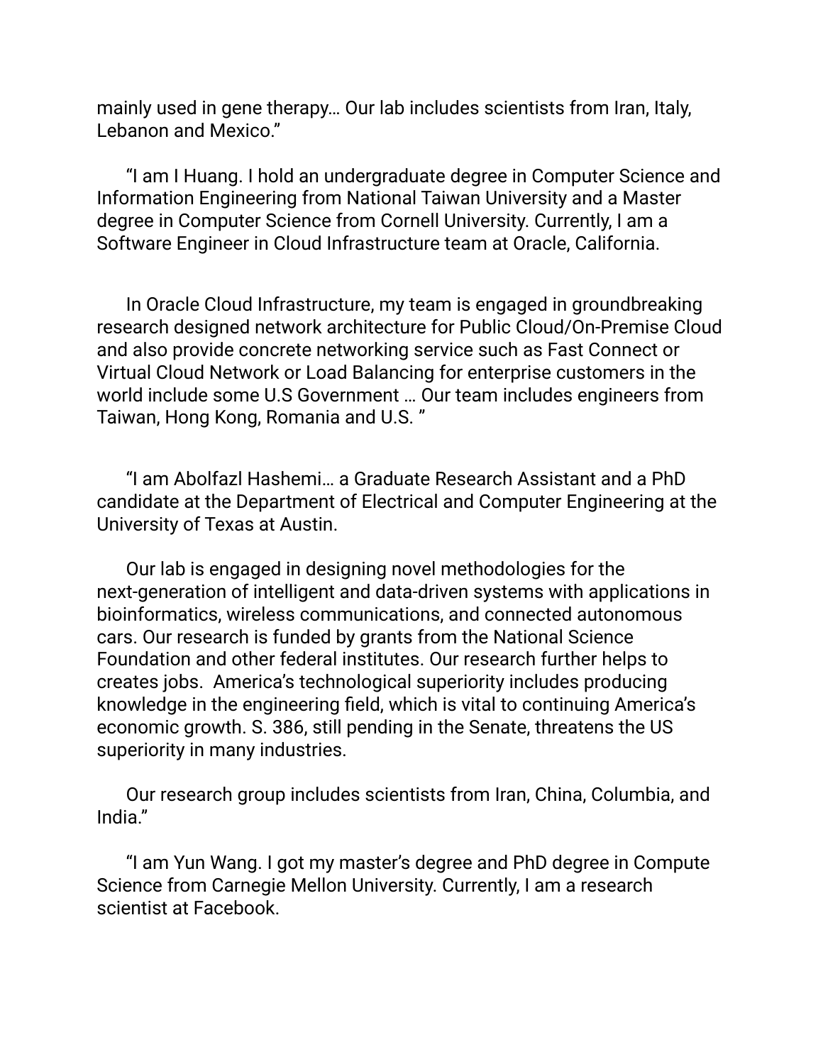mainly used in gene therapy… Our lab includes scientists from Iran, Italy, Lebanon and Mexico."

"I am I Huang. I hold an undergraduate degree in Computer Science and Information Engineering from National Taiwan University and a Master degree in Computer Science from Cornell University. Currently, I am a Software Engineer in Cloud Infrastructure team at Oracle, California.

In Oracle Cloud Infrastructure, my team is engaged in groundbreaking research designed network architecture for Public Cloud/On-Premise Cloud and also provide concrete networking service such as Fast Connect or Virtual Cloud Network or Load Balancing for enterprise customers in the world include some U.S Government … Our team includes engineers from Taiwan, Hong Kong, Romania and U.S. "

"I am Abolfazl Hashemi… a Graduate Research Assistant and a PhD candidate at the Department of Electrical and Computer Engineering at the University of Texas at Austin.

Our lab is engaged in designing novel methodologies for the next-generation of intelligent and data-driven systems with applications in bioinformatics, wireless communications, and connected autonomous cars. Our research is funded by grants from the National Science Foundation and other federal institutes. Our research further helps to creates jobs. America's technological superiority includes producing knowledge in the engineering field, which is vital to continuing America's economic growth. S. 386, still pending in the Senate, threatens the US superiority in many industries.

Our research group includes scientists from Iran, China, Columbia, and India."

"I am Yun Wang. I got my master's degree and PhD degree in Compute Science from Carnegie Mellon University. Currently, I am a research scientist at Facebook.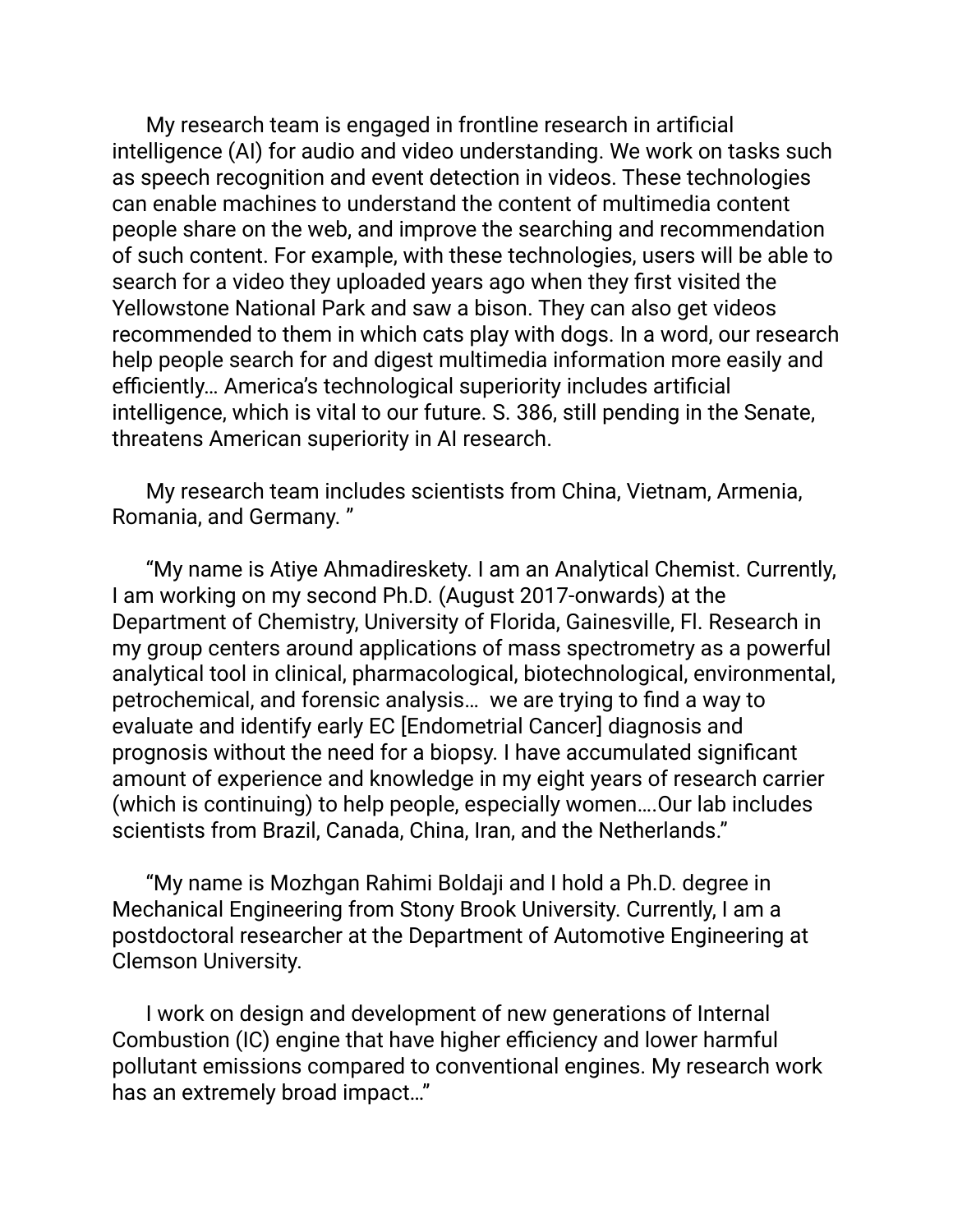My research team is engaged in frontline research in artificial intelligence (AI) for audio and video understanding. We work on tasks such as speech recognition and event detection in videos. These technologies can enable machines to understand the content of multimedia content people share on the web, and improve the searching and recommendation of such content. For example, with these technologies, users will be able to search for a video they uploaded years ago when they first visited the Yellowstone National Park and saw a bison. They can also get videos recommended to them in which cats play with dogs. In a word, our research help people search for and digest multimedia information more easily and efficiently… America's technological superiority includes artificial intelligence, which is vital to our future. S. 386, still pending in the Senate, threatens American superiority in AI research.

My research team includes scientists from China, Vietnam, Armenia, Romania, and Germany. "

"My name is Atiye Ahmadireskety. I am an Analytical Chemist. Currently, I am working on my second Ph.D. (August 2017-onwards) at the Department of Chemistry, University of Florida, Gainesville, Fl. Research in my group centers around applications of mass spectrometry as a powerful analytical tool in clinical, pharmacological, biotechnological, environmental, petrochemical, and forensic analysis… we are trying to find a way to evaluate and identify early EC [Endometrial Cancer] diagnosis and prognosis without the need for a biopsy. I have accumulated significant amount of experience and knowledge in my eight years of research carrier (which is continuing) to help people, especially women….Our lab includes scientists from Brazil, Canada, China, Iran, and the Netherlands."

"My name is Mozhgan Rahimi Boldaji and I hold a Ph.D. degree in Mechanical Engineering from Stony Brook University. Currently, I am a postdoctoral researcher at the Department of Automotive Engineering at Clemson University.

I work on design and development of new generations of Internal Combustion (IC) engine that have higher efficiency and lower harmful pollutant emissions compared to conventional engines. My research work has an extremely broad impact…"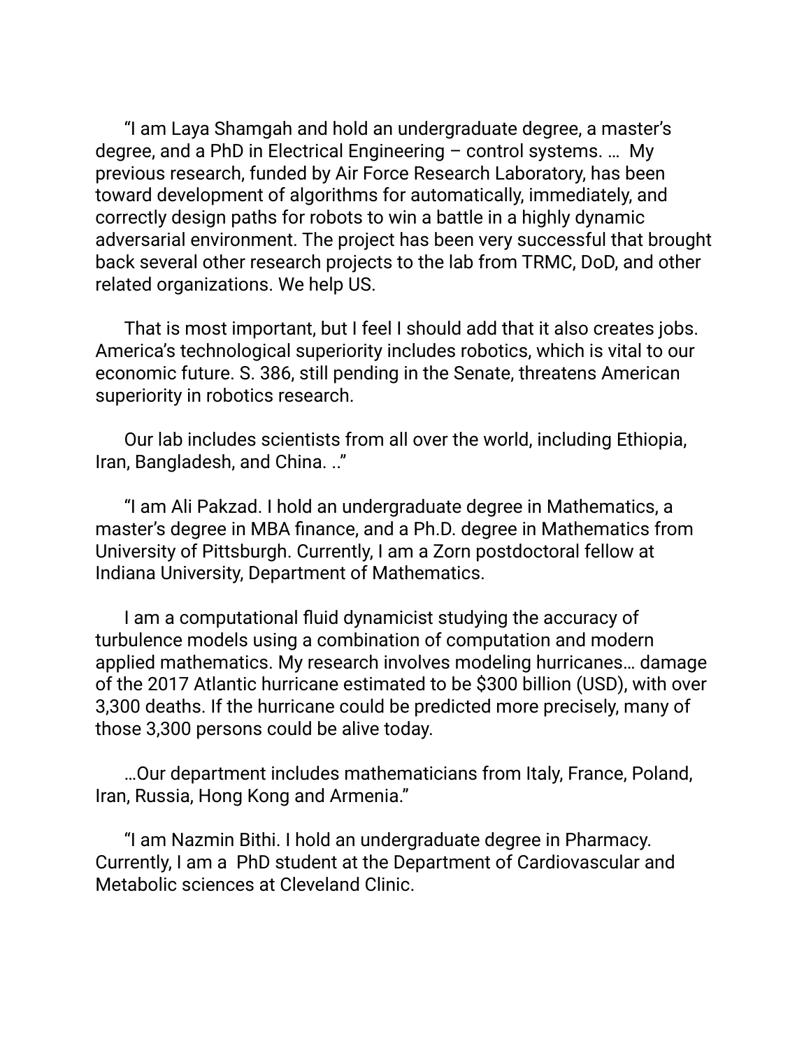"I am Laya Shamgah and hold an undergraduate degree, a master's degree, and a PhD in Electrical Engineering – control systems. … My previous research, funded by Air Force Research Laboratory, has been toward development of algorithms for automatically, immediately, and correctly design paths for robots to win a battle in a highly dynamic adversarial environment. The project has been very successful that brought back several other research projects to the lab from TRMC, DoD, and other related organizations. We help US.

That is most important, but I feel I should add that it also creates jobs. America's technological superiority includes robotics, which is vital to our economic future. S. 386, still pending in the Senate, threatens American superiority in robotics research.

Our lab includes scientists from all over the world, including Ethiopia, Iran, Bangladesh, and China. .."

"I am Ali Pakzad. I hold an undergraduate degree in Mathematics, a master's degree in MBA finance, and a Ph.D. degree in Mathematics from University of Pittsburgh. Currently, I am a Zorn postdoctoral fellow at Indiana University, Department of Mathematics.

I am a computational fluid dynamicist studying the accuracy of turbulence models using a combination of computation and modern applied mathematics. My research involves modeling hurricanes… damage of the 2017 Atlantic hurricane estimated to be $300 billion (USD), with over 3,300 deaths. If the hurricane could be predicted more precisely, many of those 3,300 persons could be alive today.

…Our department includes mathematicians from Italy, France, Poland, Iran, Russia, Hong Kong and Armenia."

"I am Nazmin Bithi. I hold an undergraduate degree in Pharmacy. Currently, I am a PhD student at the Department of Cardiovascular and Metabolic sciences at Cleveland Clinic.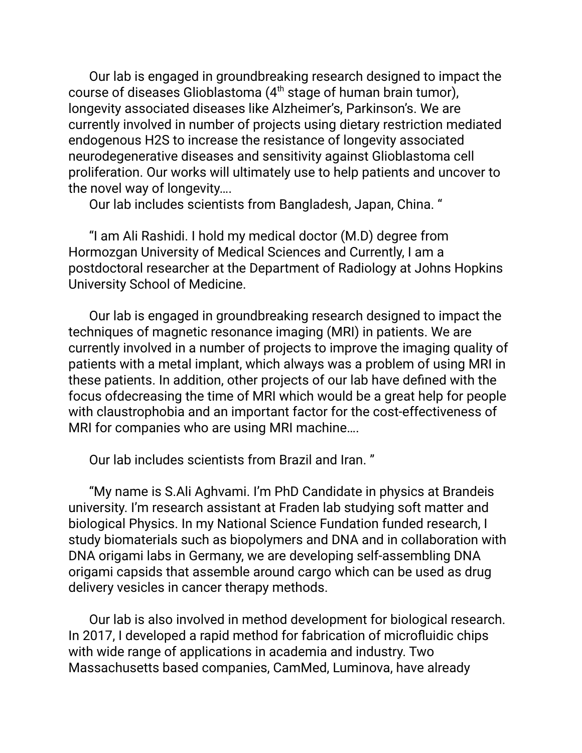Our lab is engaged in groundbreaking research designed to impact the course of diseases Glioblastoma (4$^{th}$ stage of human brain tumor), longevity associated diseases like Alzheimer's, Parkinson's. We are currently involved in number of projects using dietary restriction mediated endogenous $H_2S$ to increase the resistance of longevity associated neurodegenerative diseases and sensitivity against Glioblastoma cell proliferation. Our works will ultimately use to help patients and uncover to the novel way of longevity….

Our lab includes scientists from Bangladesh, Japan, China. "

"I am Ali Rashidi. I hold my medical doctor (M.D) degree from Hormozgan University of Medical Sciences and Currently, I am a postdoctoral researcher at the Department of Radiology at Johns Hopkins University School of Medicine.

Our lab is engaged in groundbreaking research designed to impact the techniques of magnetic resonance imaging (MRI) in patients. We are currently involved in a number of projects to improve the imaging quality of patients with a metal implant, which always was a problem of using MRI in these patients. In addition, other projects of our lab have defined with the focus ofdecreasing the time of MRI which would be a great help for people with claustrophobia and an important factor for the cost-effectiveness of MRI for companies who are using MRI machine….

Our lab includes scientists from Brazil and Iran. "

"My name is S.Ali Aghvami. I'm PhD Candidate in physics at Brandeis university. I'm research assistant at Fraden lab studying soft matter and biological Physics. In my National Science Fundation funded research, I study biomaterials such as biopolymers and DNA and in collaboration with DNA origami labs in Germany, we are developing self-assembling DNA origami capsids that assemble around cargo which can be used as drug delivery vesicles in cancer therapy methods.

Our lab is also involved in method development for biological research. In 2017, I developed a rapid method for fabrication of microfluidic chips with wide range of applications in academia and industry. Two Massachusetts based companies, CamMed, Luminova, have already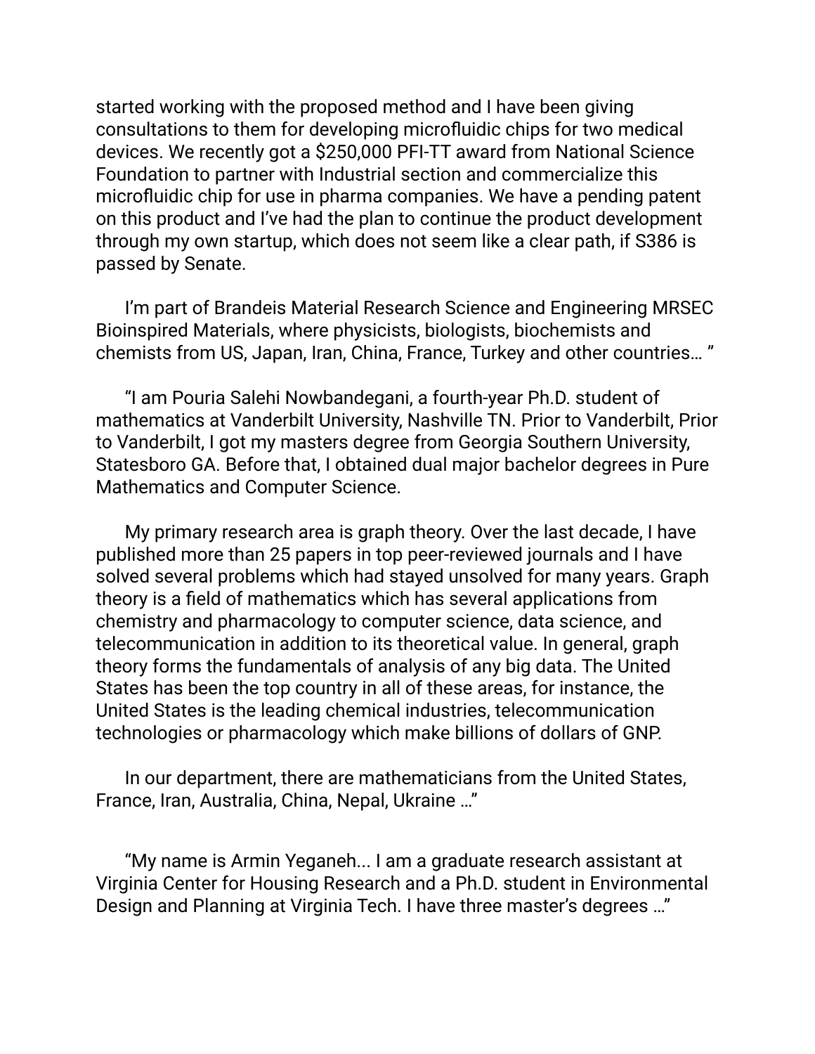started working with the proposed method and I have been giving consultations to them for developing microfluidic chips for two medical devices. We recently got a $250,000 PFI-TT award from National Science Foundation to partner with Industrial section and commercialize this microfluidic chip for use in pharma companies. We have a pending patent on this product and I've had the plan to continue the product development through my own startup, which does not seem like a clear path, if S386 is passed by Senate.

I'm part of Brandeis Material Research Science and Engineering MRSEC Bioinspired Materials, where physicists, biologists, biochemists and chemists from US, Japan, Iran, China, France, Turkey and other countries… "

"I am Pouria Salehi Nowbandegani, a fourth-year Ph.D. student of mathematics at Vanderbilt University, Nashville TN. Prior to Vanderbilt, Prior to Vanderbilt, I got my masters degree from Georgia Southern University, Statesboro GA. Before that, I obtained dual major bachelor degrees in Pure Mathematics and Computer Science.

My primary research area is graph theory. Over the last decade, I have published more than 25 papers in top peer-reviewed journals and I have solved several problems which had stayed unsolved for many years. Graph theory is a field of mathematics which has several applications from chemistry and pharmacology to computer science, data science, and telecommunication in addition to its theoretical value. In general, graph theory forms the fundamentals of analysis of any big data. The United States has been the top country in all of these areas, for instance, the United States is the leading chemical industries, telecommunication technologies or pharmacology which make billions of dollars of GNP.

In our department, there are mathematicians from the United States, France, Iran, Australia, China, Nepal, Ukraine …"

"My name is Armin Yeganeh... I am a graduate research assistant at Virginia Center for Housing Research and a Ph.D. student in Environmental Design and Planning at Virginia Tech. I have three master's degrees …"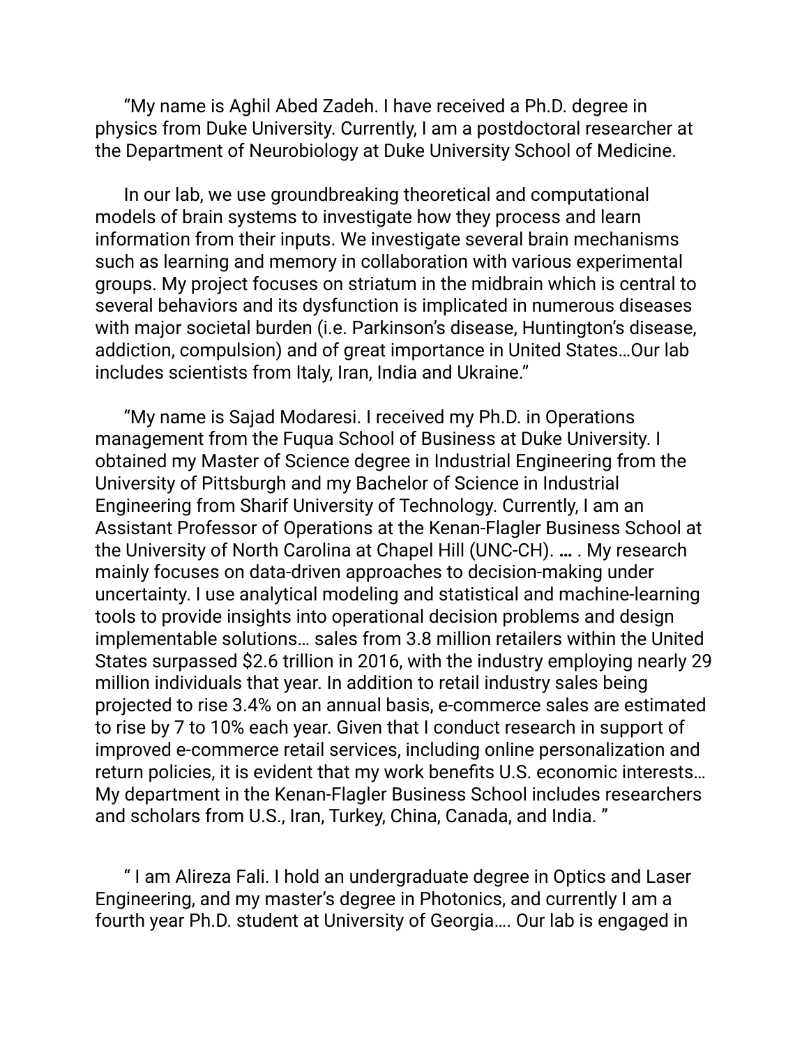“My name is Aghil Abed Zadeh. I have received a Ph.D. degree in physics from Duke University. Currently, I am a postdoctoral researcher at the Department of Neurobiology at Duke University School of Medicine.

In our lab, we use groundbreaking theoretical and computational models of brain systems to investigate how they process and learn information from their inputs. We investigate several brain mechanisms such as learning and memory in collaboration with various experimental groups. My project focuses on striatum in the midbrain which is central to several behaviors and its dysfunction is implicated in numerous diseases with major societal burden (i.e. Parkinson’s disease, Huntington’s disease, addiction, compulsion) and of great importance in United States…Our lab includes scientists from Italy, Iran, India and Ukraine.”

“My name is Sajad Modaresi. I received my Ph.D. in Operations management from the Fuqua School of Business at Duke University. I obtained my Master of Science degree in Industrial Engineering from the University of Pittsburgh and my Bachelor of Science in Industrial Engineering from Sharif University of Technology. Currently, I am an Assistant Professor of Operations at the Kenan-Flagler Business School at the University of North Carolina at Chapel Hill (UNC-CH). **…** . My research mainly focuses on data-driven approaches to decision-making under uncertainty. I use analytical modeling and statistical and machine-learning tools to provide insights into operational decision problems and design implementable solutions… sales from 3.8 million retailers within the United States surpassed $2.6 trillion in 2016, with the industry employing nearly 29 million individuals that year. In addition to retail industry sales being projected to rise 3.4% on an annual basis, e-commerce sales are estimated to rise by 7 to 10% each year. Given that I conduct research in support of improved e-commerce retail services, including online personalization and return policies, it is evident that my work benefits U.S. economic interests… My department in the Kenan-Flagler Business School includes researchers and scholars from U.S., Iran, Turkey, China, Canada, and India. ”

“ I am Alireza Fali. I hold an undergraduate degree in Optics and Laser Engineering, and my master’s degree in Photonics, and currently I am a fourth year Ph.D. student at University of Georgia…. Our lab is engaged in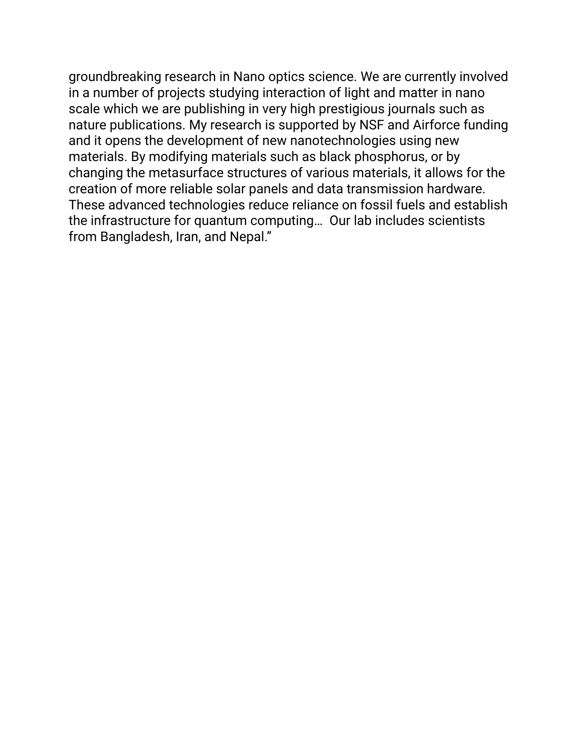groundbreaking research in Nano optics science. We are currently involved in a number of projects studying interaction of light and matter in nano scale which we are publishing in very high prestigious journals such as nature publications. My research is supported by NSF and Airforce funding and it opens the development of new nanotechnologies using new materials. By modifying materials such as black phosphorus, or by changing the metasurface structures of various materials, it allows for the creation of more reliable solar panels and data transmission hardware. These advanced technologies reduce reliance on fossil fuels and establish the infrastructure for quantum computing… Our lab includes scientists from Bangladesh, Iran, and Nepal."